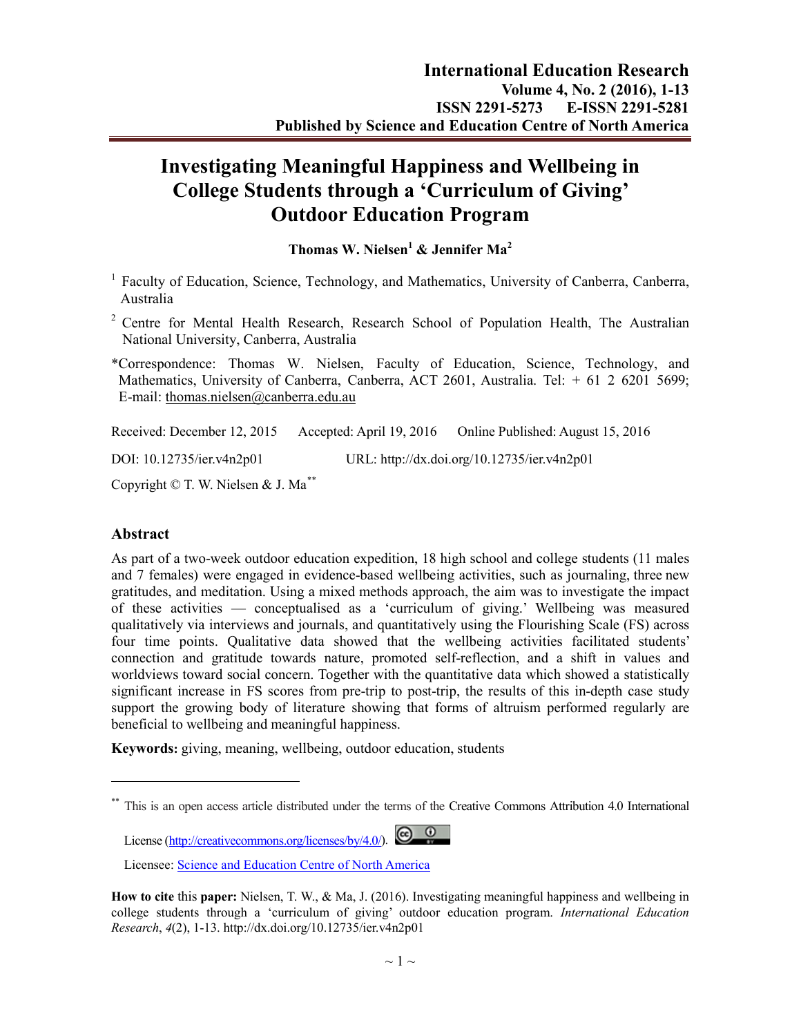# Investigating Meaningful Happiness and Wellbeing in College Students through a 'Curriculum of Giving' Outdoor Education Program

**Thomas W. Nielsen[1] & Jennifer Ma[2]**

[1] Faculty of Education, Science, Technology, and Mathematics, University of Canberra, Canberra, Australia

[2] Centre for Mental Health Research, Research School of Population Health, The Australian National University, Canberra, Australia

*Correspondence: Thomas W. Nielsen, Faculty of Education, Science, Technology, and Mathematics, University of Canberra, Canberra, ACT 2601, Australia. Tel: + 61 2 6201 5699; E-mail: thomas.nielsen@canberra.edu.au

Received: December 12, 2015 Accepted: April 19, 2016 Online Published: August 15, 2016

DOI: 10.12735/ier.v4n2p01 URL: http://dx.doi.org/10.12735/ier.v4n2p01

Copyright © T. W. Nielsen & J. Ma[**]

## Abstract

As part of a two-week outdoor education expedition, 18 high school and college students (11 males and 7 females) were engaged in evidence-based wellbeing activities, such as journaling, three new gratitudes, and meditation. Using a mixed methods approach, the aim was to investigate the impact of these activities — conceptualised as a 'curriculum of giving.' Wellbeing was measured qualitatively via interviews and journals, and quantitatively using the Flourishing Scale (FS) across four time points. Qualitative data showed that the wellbeing activities facilitated students' connection and gratitude towards nature, promoted self-reflection, and a shift in values and worldviews toward social concern. Together with the quantitative data which showed a statistically significant increase in FS scores from pre-trip to post-trip, the results of this in-depth case study support the growing body of literature showing that forms of altruism performed regularly are beneficial to wellbeing and meaningful happiness.

**Keywords:** giving, meaning, wellbeing, outdoor education, students

---

[**] This is an open access article distributed under the terms of the Creative Commons Attribution 4.0 International License (http://creativecommons.org/licenses/by/4.0/).

Licensee: Science and Education Centre of North America

**How to cite this paper:** Nielsen, T. W., & Ma, J. (2016). Investigating meaningful happiness and wellbeing in college students through a 'curriculum of giving' outdoor education program. *International Education Research*, *4*(2), 1-13. http://dx.doi.org/10.12735/ier.v4n2p01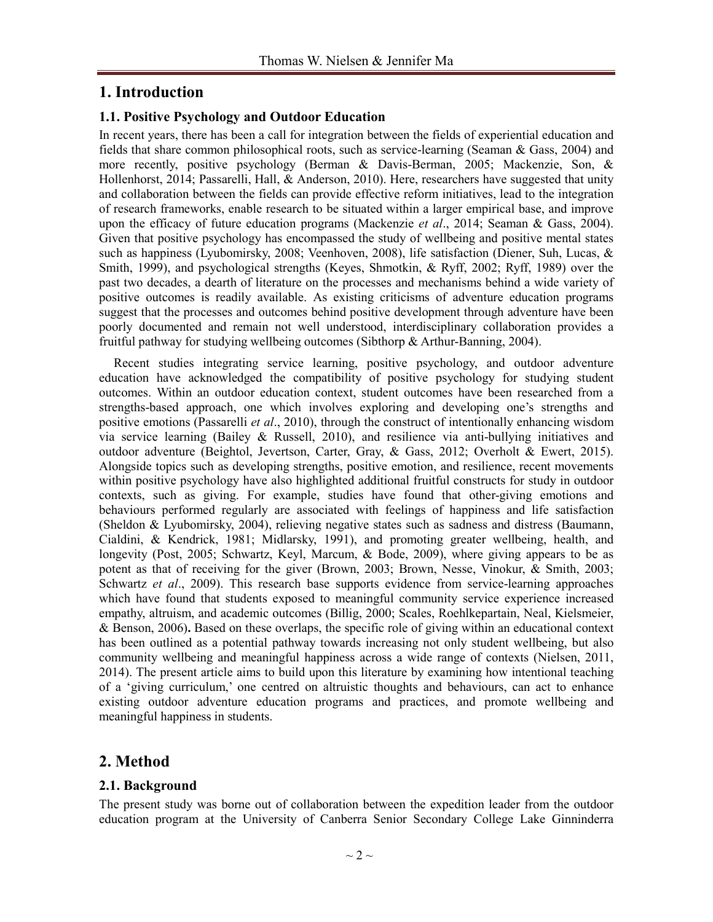# 1. Introduction

## 1.1. Positive Psychology and Outdoor Education

In recent years, there has been a call for integration between the fields of experiential education and fields that share common philosophical roots, such as service-learning (Seaman & Gass, 2004) and more recently, positive psychology (Berman & Davis-Berman, 2005; Mackenzie, Son, & Hollenhorst, 2014; Passarelli, Hall, & Anderson, 2010). Here, researchers have suggested that unity and collaboration between the fields can provide effective reform initiatives, lead to the integration of research frameworks, enable research to be situated within a larger empirical base, and improve upon the efficacy of future education programs (Mackenzie *et al*., 2014; Seaman & Gass, 2004). Given that positive psychology has encompassed the study of wellbeing and positive mental states such as happiness (Lyubomirsky, 2008; Veenhoven, 2008), life satisfaction (Diener, Suh, Lucas, & Smith, 1999), and psychological strengths (Keyes, Shmotkin, & Ryff, 2002; Ryff, 1989) over the past two decades, a dearth of literature on the processes and mechanisms behind a wide variety of positive outcomes is readily available. As existing criticisms of adventure education programs suggest that the processes and outcomes behind positive development through adventure have been poorly documented and remain not well understood, interdisciplinary collaboration provides a fruitful pathway for studying wellbeing outcomes (Sibthorp & Arthur-Banning, 2004).

Recent studies integrating service learning, positive psychology, and outdoor adventure education have acknowledged the compatibility of positive psychology for studying student outcomes. Within an outdoor education context, student outcomes have been researched from a strengths-based approach, one which involves exploring and developing one's strengths and positive emotions (Passarelli *et al*., 2010), through the construct of intentionally enhancing wisdom via service learning (Bailey & Russell, 2010), and resilience via anti-bullying initiatives and outdoor adventure (Beightol, Jevertson, Carter, Gray, & Gass, 2012; Overholt & Ewert, 2015). Alongside topics such as developing strengths, positive emotion, and resilience, recent movements within positive psychology have also highlighted additional fruitful constructs for study in outdoor contexts, such as giving. For example, studies have found that other-giving emotions and behaviours performed regularly are associated with feelings of happiness and life satisfaction (Sheldon & Lyubomirsky, 2004), relieving negative states such as sadness and distress (Baumann, Cialdini, & Kendrick, 1981; Midlarsky, 1991), and promoting greater wellbeing, health, and longevity (Post, 2005; Schwartz, Keyl, Marcum, & Bode, 2009), where giving appears to be as potent as that of receiving for the giver (Brown, 2003; Brown, Nesse, Vinokur, & Smith, 2003; Schwartz *et al*., 2009). This research base supports evidence from service-learning approaches which have found that students exposed to meaningful community service experience increased empathy, altruism, and academic outcomes (Billig, 2000; Scales, Roehlkepartain, Neal, Kielsmeier, & Benson, 2006)**.** Based on these overlaps, the specific role of giving within an educational context has been outlined as a potential pathway towards increasing not only student wellbeing, but also community wellbeing and meaningful happiness across a wide range of contexts (Nielsen, 2011, 2014). The present article aims to build upon this literature by examining how intentional teaching of a 'giving curriculum,' one centred on altruistic thoughts and behaviours, can act to enhance existing outdoor adventure education programs and practices, and promote wellbeing and meaningful happiness in students.

# 2. Method

## 2.1. Background

The present study was borne out of collaboration between the expedition leader from the outdoor education program at the University of Canberra Senior Secondary College Lake Ginninderra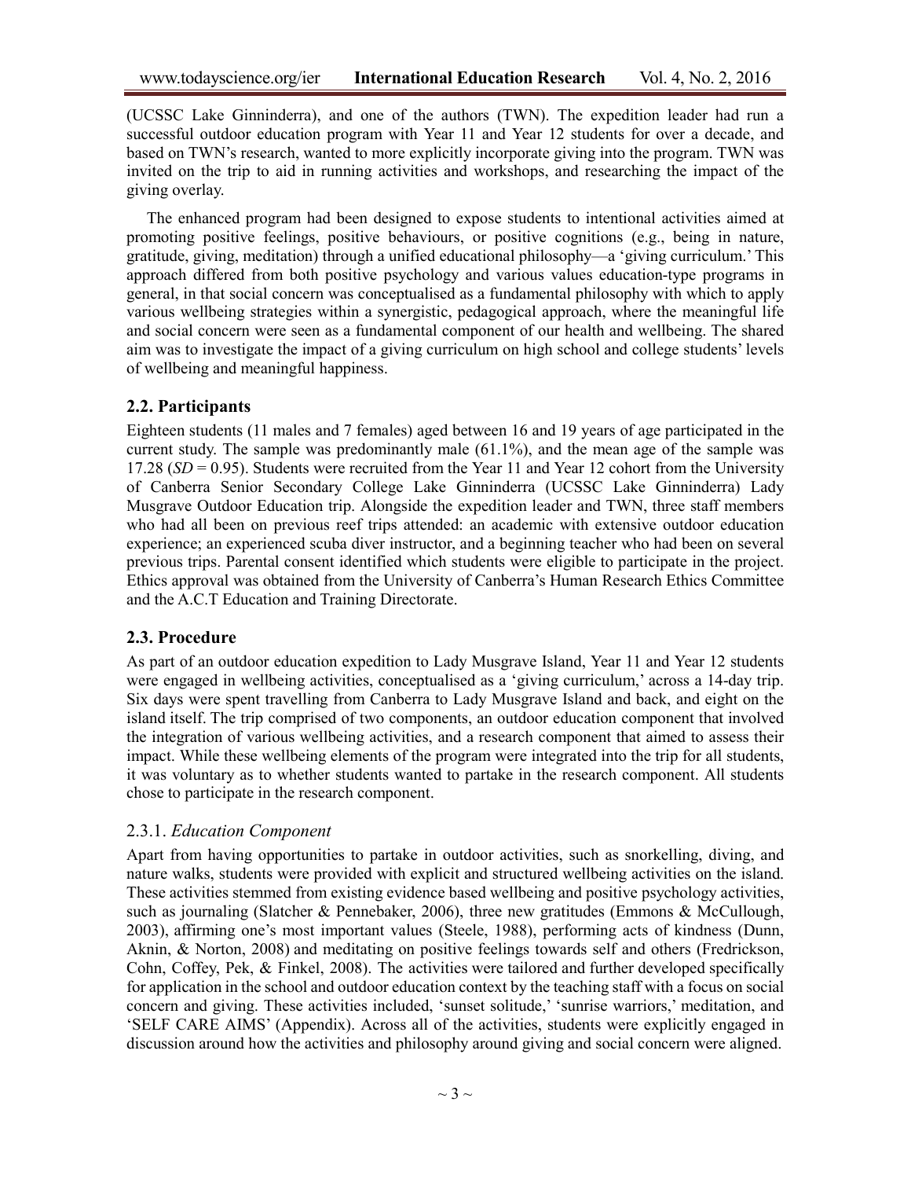(UCSSC Lake Ginninderra), and one of the authors (TWN). The expedition leader had run a successful outdoor education program with Year 11 and Year 12 students for over a decade, and based on TWN's research, wanted to more explicitly incorporate giving into the program. TWN was invited on the trip to aid in running activities and workshops, and researching the impact of the giving overlay.

The enhanced program had been designed to expose students to intentional activities aimed at promoting positive feelings, positive behaviours, or positive cognitions (e.g., being in nature, gratitude, giving, meditation) through a unified educational philosophy—a 'giving curriculum.' This approach differed from both positive psychology and various values education-type programs in general, in that social concern was conceptualised as a fundamental philosophy with which to apply various wellbeing strategies within a synergistic, pedagogical approach, where the meaningful life and social concern were seen as a fundamental component of our health and wellbeing. The shared aim was to investigate the impact of a giving curriculum on high school and college students' levels of wellbeing and meaningful happiness.

## 2.2. Participants

Eighteen students (11 males and 7 females) aged between 16 and 19 years of age participated in the current study. The sample was predominantly male (61.1%), and the mean age of the sample was 17.28 ($SD = 0.95$). Students were recruited from the Year 11 and Year 12 cohort from the University of Canberra Senior Secondary College Lake Ginninderra (UCSSC Lake Ginninderra) Lady Musgrave Outdoor Education trip. Alongside the expedition leader and TWN, three staff members who had all been on previous reef trips attended: an academic with extensive outdoor education experience; an experienced scuba diver instructor, and a beginning teacher who had been on several previous trips. Parental consent identified which students were eligible to participate in the project. Ethics approval was obtained from the University of Canberra's Human Research Ethics Committee and the A.C.T Education and Training Directorate.

## 2.3. Procedure

As part of an outdoor education expedition to Lady Musgrave Island, Year 11 and Year 12 students were engaged in wellbeing activities, conceptualised as a 'giving curriculum,' across a 14-day trip. Six days were spent travelling from Canberra to Lady Musgrave Island and back, and eight on the island itself. The trip comprised of two components, an outdoor education component that involved the integration of various wellbeing activities, and a research component that aimed to assess their impact. While these wellbeing elements of the program were integrated into the trip for all students, it was voluntary as to whether students wanted to partake in the research component. All students chose to participate in the research component.

### 2.3.1. *Education Component*

Apart from having opportunities to partake in outdoor activities, such as snorkelling, diving, and nature walks, students were provided with explicit and structured wellbeing activities on the island. These activities stemmed from existing evidence based wellbeing and positive psychology activities, such as journaling (Slatcher & Pennebaker, 2006), three new gratitudes (Emmons & McCullough, 2003), affirming one's most important values (Steele, 1988), performing acts of kindness (Dunn, Aknin, & Norton, 2008) and meditating on positive feelings towards self and others (Fredrickson, Cohn, Coffey, Pek, & Finkel, 2008). The activities were tailored and further developed specifically for application in the school and outdoor education context by the teaching staff with a focus on social concern and giving. These activities included, 'sunset solitude,' 'sunrise warriors,' meditation, and 'SELF CARE AIMS' (Appendix). Across all of the activities, students were explicitly engaged in discussion around how the activities and philosophy around giving and social concern were aligned.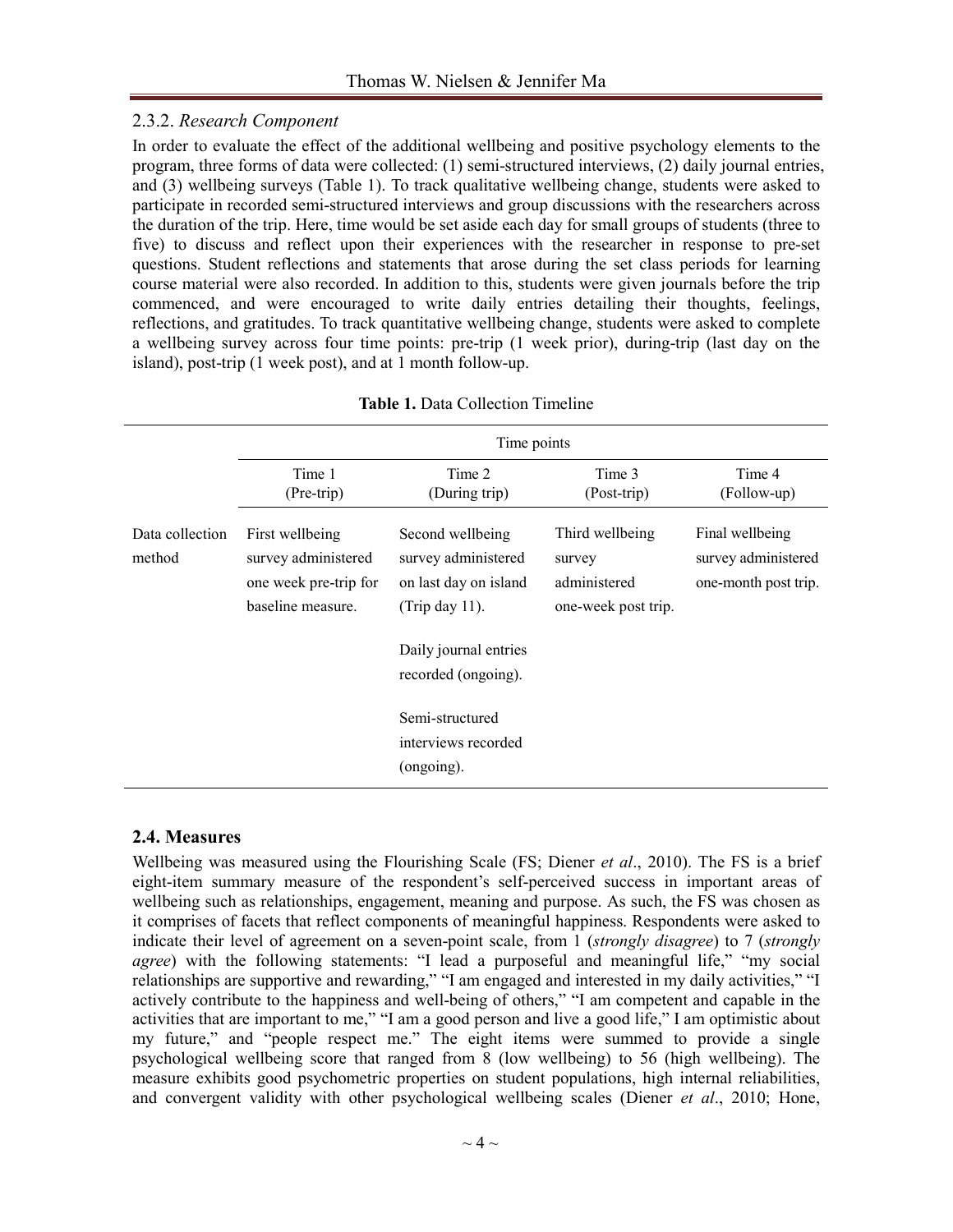### 2.3.2. *Research Component*

In order to evaluate the effect of the additional wellbeing and positive psychology elements to the program, three forms of data were collected: (1) semi-structured interviews, (2) daily journal entries, and (3) wellbeing surveys (Table 1). To track qualitative wellbeing change, students were asked to participate in recorded semi-structured interviews and group discussions with the researchers across the duration of the trip. Here, time would be set aside each day for small groups of students (three to five) to discuss and reflect upon their experiences with the researcher in response to pre-set questions. Student reflections and statements that arose during the set class periods for learning course material were also recorded. In addition to this, students were given journals before the trip commenced, and were encouraged to write daily entries detailing their thoughts, feelings, reflections, and gratitudes. To track quantitative wellbeing change, students were asked to complete a wellbeing survey across four time points: pre-trip (1 week prior), during-trip (last day on the island), post-trip (1 week post), and at 1 month follow-up.

**Table 1.** Data Collection Timeline

| | Time points | | | |
|---|---|---|---|---|
| | Time 1 (Pre-trip) | Time 2 (During trip) | Time 3 (Post-trip) | Time 4 (Follow-up) |
| Data collection method | First wellbeing survey administered one week pre-trip for baseline measure. | Second wellbeing survey administered on last day on island (Trip day 11). Daily journal entries recorded (ongoing). Semi-structured interviews recorded (ongoing). | Third wellbeing survey administered one-week post trip. | Final wellbeing survey administered one-month post trip. |

## 2.4. Measures

Wellbeing was measured using the Flourishing Scale (FS; Diener *et al*., 2010). The FS is a brief eight-item summary measure of the respondent's self-perceived success in important areas of wellbeing such as relationships, engagement, meaning and purpose. As such, the FS was chosen as it comprises of facets that reflect components of meaningful happiness. Respondents were asked to indicate their level of agreement on a seven-point scale, from 1 (*strongly disagree*) to 7 (*strongly agree*) with the following statements: "I lead a purposeful and meaningful life," "my social relationships are supportive and rewarding," "I am engaged and interested in my daily activities," "I actively contribute to the happiness and well-being of others," "I am competent and capable in the activities that are important to me," "I am a good person and live a good life," I am optimistic about my future," and "people respect me." The eight items were summed to provide a single psychological wellbeing score that ranged from 8 (low wellbeing) to 56 (high wellbeing). The measure exhibits good psychometric properties on student populations, high internal reliabilities, and convergent validity with other psychological wellbeing scales (Diener *et al*., 2010; Hone,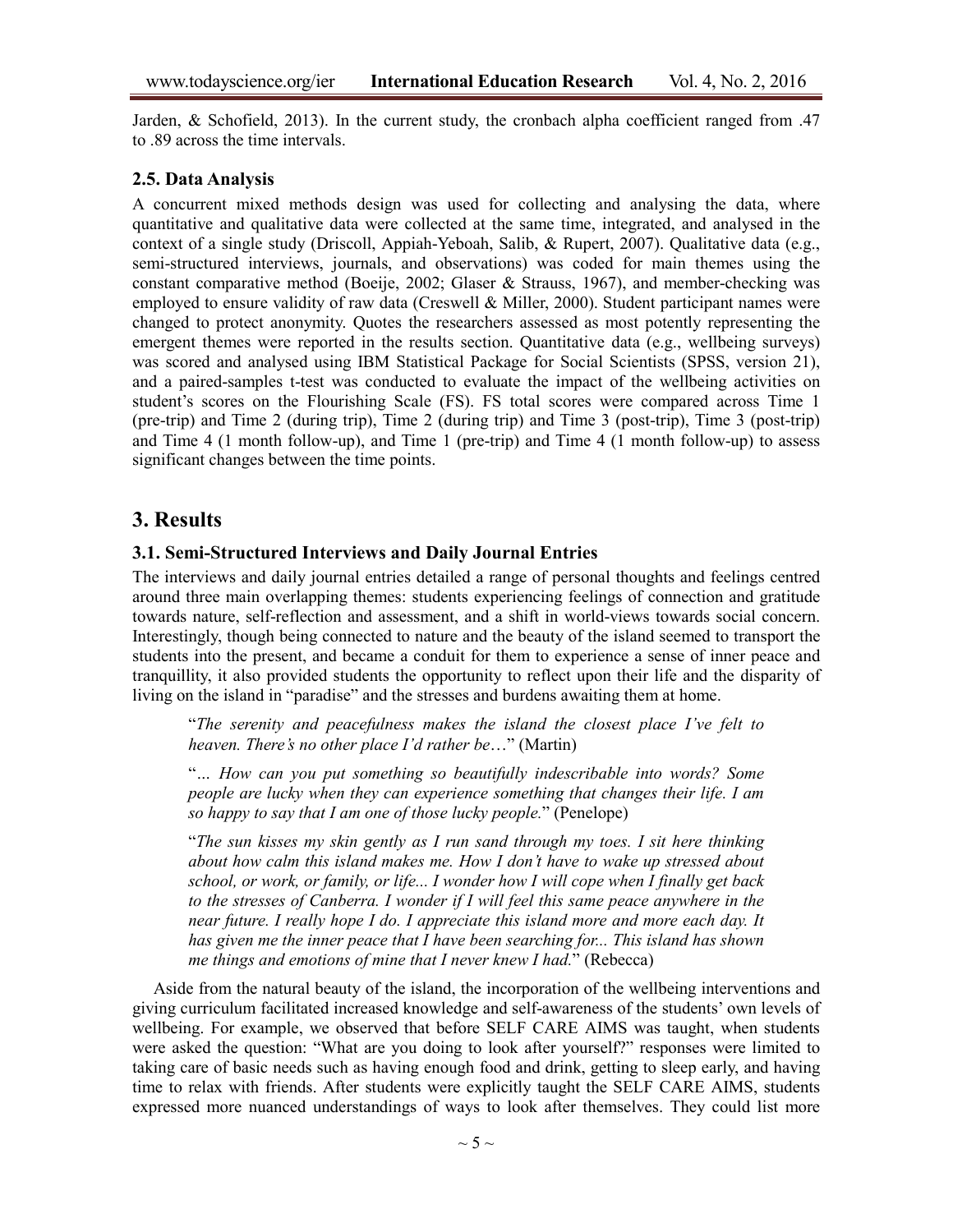Jarden, & Schofield, 2013). In the current study, the cronbach alpha coefficient ranged from .47 to .89 across the time intervals.

### 2.5. Data Analysis

A concurrent mixed methods design was used for collecting and analysing the data, where quantitative and qualitative data were collected at the same time, integrated, and analysed in the context of a single study (Driscoll, Appiah-Yeboah, Salib, & Rupert, 2007). Qualitative data (e.g., semi-structured interviews, journals, and observations) was coded for main themes using the constant comparative method (Boeije, 2002; Glaser & Strauss, 1967), and member-checking was employed to ensure validity of raw data (Creswell & Miller, 2000). Student participant names were changed to protect anonymity. Quotes the researchers assessed as most potently representing the emergent themes were reported in the results section. Quantitative data (e.g., wellbeing surveys) was scored and analysed using IBM Statistical Package for Social Scientists (SPSS, version 21), and a paired-samples t-test was conducted to evaluate the impact of the wellbeing activities on student's scores on the Flourishing Scale (FS). FS total scores were compared across Time 1 (pre-trip) and Time 2 (during trip), Time 2 (during trip) and Time 3 (post-trip), Time 3 (post-trip) and Time 4 (1 month follow-up), and Time 1 (pre-trip) and Time 4 (1 month follow-up) to assess significant changes between the time points.

## 3. Results

### 3.1. Semi-Structured Interviews and Daily Journal Entries

The interviews and daily journal entries detailed a range of personal thoughts and feelings centred around three main overlapping themes: students experiencing feelings of connection and gratitude towards nature, self-reflection and assessment, and a shift in world-views towards social concern. Interestingly, though being connected to nature and the beauty of the island seemed to transport the students into the present, and became a conduit for them to experience a sense of inner peace and tranquillity, it also provided students the opportunity to reflect upon their life and the disparity of living on the island in "paradise" and the stresses and burdens awaiting them at home.

> "*The serenity and peacefulness makes the island the closest place I've felt to heaven. There's no other place I'd rather be*…" (Martin)

> "*… How can you put something so beautifully indescribable into words? Some people are lucky when they can experience something that changes their life. I am so happy to say that I am one of those lucky people.*" (Penelope)

> "*The sun kisses my skin gently as I run sand through my toes. I sit here thinking about how calm this island makes me. How I don't have to wake up stressed about school, or work, or family, or life... I wonder how I will cope when I finally get back to the stresses of Canberra. I wonder if I will feel this same peace anywhere in the near future. I really hope I do. I appreciate this island more and more each day. It has given me the inner peace that I have been searching for... This island has shown me things and emotions of mine that I never knew I had.*" (Rebecca)

Aside from the natural beauty of the island, the incorporation of the wellbeing interventions and giving curriculum facilitated increased knowledge and self-awareness of the students' own levels of wellbeing. For example, we observed that before SELF CARE AIMS was taught, when students were asked the question: "What are you doing to look after yourself?" responses were limited to taking care of basic needs such as having enough food and drink, getting to sleep early, and having time to relax with friends. After students were explicitly taught the SELF CARE AIMS, students expressed more nuanced understandings of ways to look after themselves. They could list more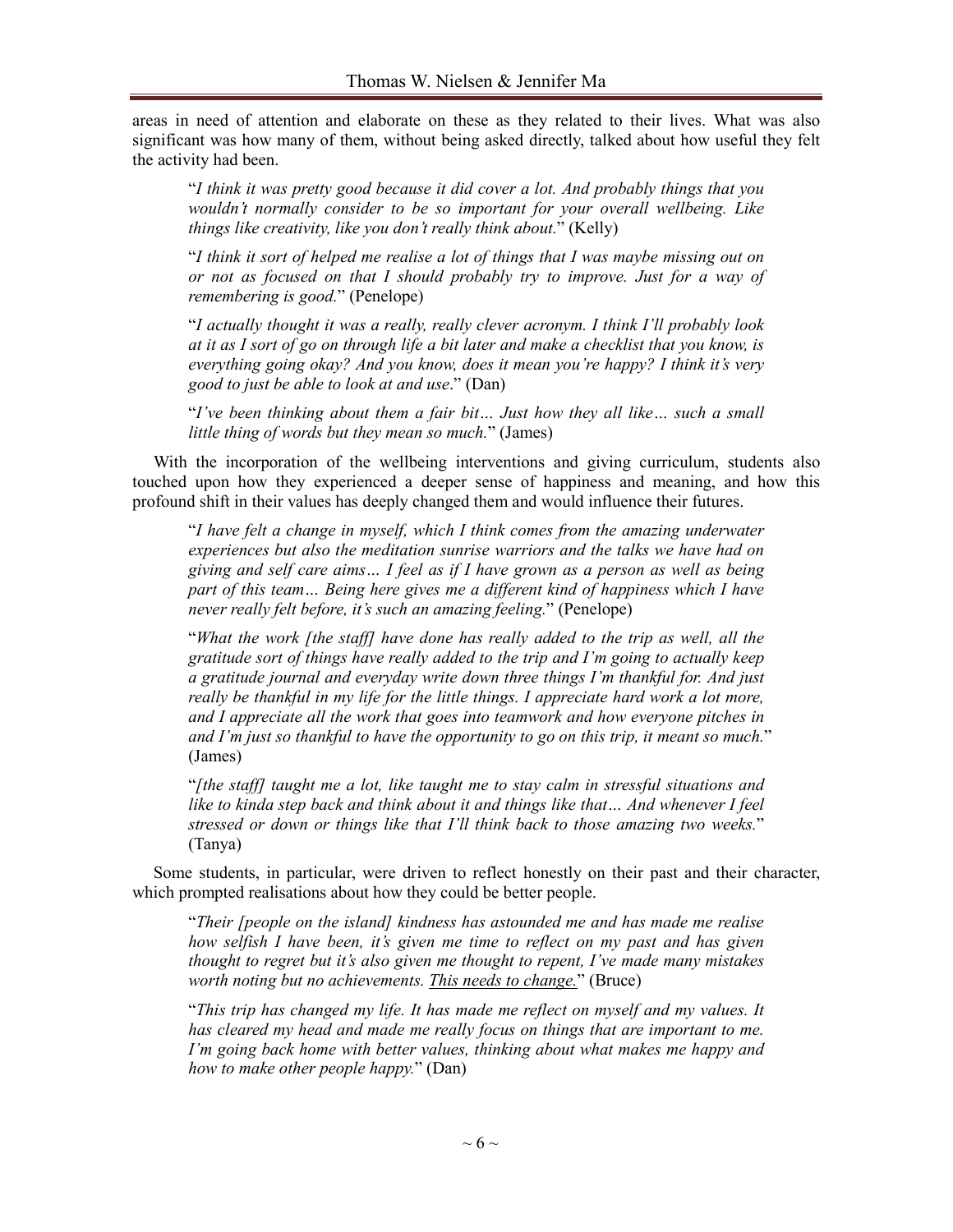areas in need of attention and elaborate on these as they related to their lives. What was also significant was how many of them, without being asked directly, talked about how useful they felt the activity had been.

> "*I think it was pretty good because it did cover a lot. And probably things that you wouldn't normally consider to be so important for your overall wellbeing. Like things like creativity, like you don't really think about.*" (Kelly)

> "*I think it sort of helped me realise a lot of things that I was maybe missing out on or not as focused on that I should probably try to improve. Just for a way of remembering is good.*" (Penelope)

> "*I actually thought it was a really, really clever acronym. I think I'll probably look at it as I sort of go on through life a bit later and make a checklist that you know, is everything going okay? And you know, does it mean you're happy? I think it's very good to just be able to look at and use*." (Dan)

> "*I've been thinking about them a fair bit… Just how they all like… such a small little thing of words but they mean so much.*" (James)

With the incorporation of the wellbeing interventions and giving curriculum, students also touched upon how they experienced a deeper sense of happiness and meaning, and how this profound shift in their values has deeply changed them and would influence their futures.

> "*I have felt a change in myself, which I think comes from the amazing underwater experiences but also the meditation sunrise warriors and the talks we have had on giving and self care aims… I feel as if I have grown as a person as well as being part of this team… Being here gives me a different kind of happiness which I have never really felt before, it's such an amazing feeling.*" (Penelope)

> "*What the work [the staff] have done has really added to the trip as well, all the gratitude sort of things have really added to the trip and I'm going to actually keep a gratitude journal and everyday write down three things I'm thankful for. And just really be thankful in my life for the little things. I appreciate hard work a lot more, and I appreciate all the work that goes into teamwork and how everyone pitches in and I'm just so thankful to have the opportunity to go on this trip, it meant so much.*" (James)

> "*[the staff] taught me a lot, like taught me to stay calm in stressful situations and like to kinda step back and think about it and things like that… And whenever I feel stressed or down or things like that I'll think back to those amazing two weeks.*" (Tanya)

Some students, in particular, were driven to reflect honestly on their past and their character, which prompted realisations about how they could be better people.

> "*Their [people on the island] kindness has astounded me and has made me realise how selfish I have been, it's given me time to reflect on my past and has given thought to regret but it's also given me thought to repent, I've made many mistakes worth noting but no achievements. <u>This needs to change.</u>*" (Bruce)

> "*This trip has changed my life. It has made me reflect on myself and my values. It has cleared my head and made me really focus on things that are important to me. I'm going back home with better values, thinking about what makes me happy and how to make other people happy.*" (Dan)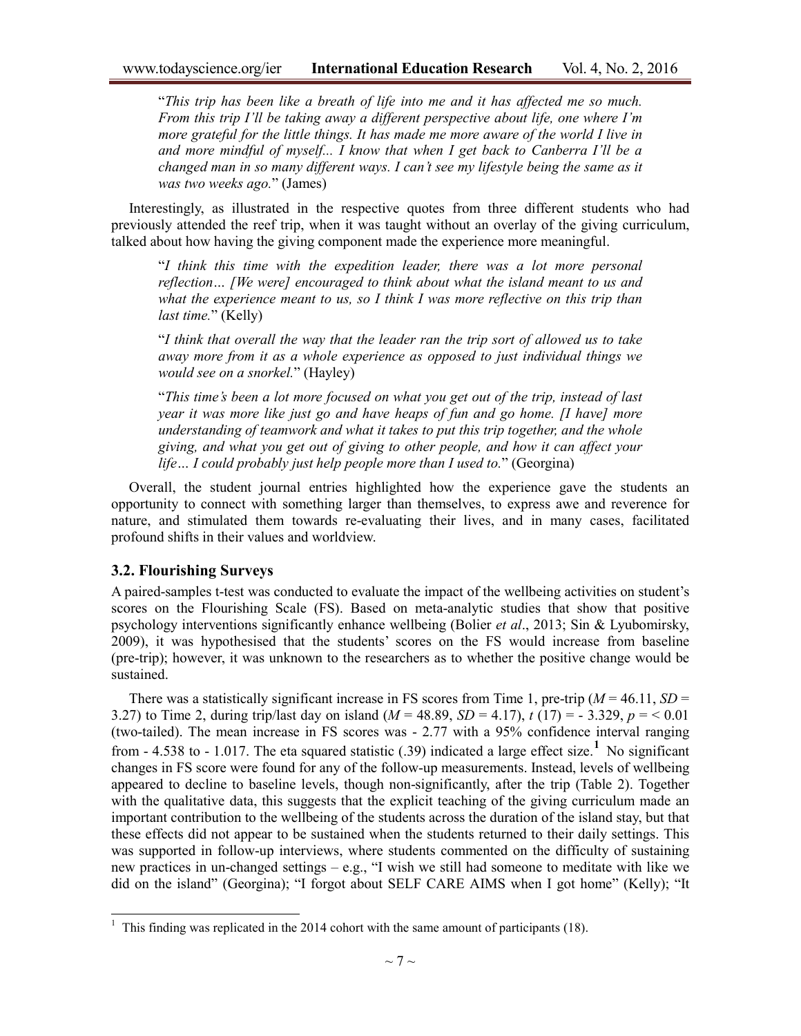"*This trip has been like a breath of life into me and it has affected me so much. From this trip I'll be taking away a different perspective about life, one where I'm more grateful for the little things. It has made me more aware of the world I live in and more mindful of myself... I know that when I get back to Canberra I'll be a changed man in so many different ways. I can't see my lifestyle being the same as it was two weeks ago.*" (James)

Interestingly, as illustrated in the respective quotes from three different students who had previously attended the reef trip, when it was taught without an overlay of the giving curriculum, talked about how having the giving component made the experience more meaningful.

"*I think this time with the expedition leader, there was a lot more personal reflection… [We were] encouraged to think about what the island meant to us and what the experience meant to us, so I think I was more reflective on this trip than last time.*" (Kelly)

"*I think that overall the way that the leader ran the trip sort of allowed us to take away more from it as a whole experience as opposed to just individual things we would see on a snorkel.*" (Hayley)

"*This time's been a lot more focused on what you get out of the trip, instead of last year it was more like just go and have heaps of fun and go home. [I have] more understanding of teamwork and what it takes to put this trip together, and the whole giving, and what you get out of giving to other people, and how it can affect your life… I could probably just help people more than I used to.*" (Georgina)

Overall, the student journal entries highlighted how the experience gave the students an opportunity to connect with something larger than themselves, to express awe and reverence for nature, and stimulated them towards re-evaluating their lives, and in many cases, facilitated profound shifts in their values and worldview.

### 3.2. Flourishing Surveys

A paired-samples t-test was conducted to evaluate the impact of the wellbeing activities on student's scores on the Flourishing Scale (FS). Based on meta-analytic studies that show that positive psychology interventions significantly enhance wellbeing (Bolier *et al*., 2013; Sin & Lyubomirsky, 2009), it was hypothesised that the students' scores on the FS would increase from baseline (pre-trip); however, it was unknown to the researchers as to whether the positive change would be sustained.

There was a statistically significant increase in FS scores from Time 1, pre-trip ($M$ = 46.11, $SD$ = 3.27) to Time 2, during trip/last day on island ($M$ = 48.89, $SD$ = 4.17), $t$ (17) = - 3.329, $p$ = < 0.01 (two-tailed). The mean increase in FS scores was - 2.77 with a 95% confidence interval ranging from - 4.538 to - 1.017. The eta squared statistic (.39) indicated a large effect size.[1] No significant changes in FS score were found for any of the follow-up measurements. Instead, levels of wellbeing appeared to decline to baseline levels, though non-significantly, after the trip (Table 2). Together with the qualitative data, this suggests that the explicit teaching of the giving curriculum made an important contribution to the wellbeing of the students across the duration of the island stay, but that these effects did not appear to be sustained when the students returned to their daily settings. This was supported in follow-up interviews, where students commented on the difficulty of sustaining new practices in un-changed settings – e.g., "I wish we still had someone to meditate with like we did on the island" (Georgina); "I forgot about SELF CARE AIMS when I got home" (Kelly); "It

[1] This finding was replicated in the 2014 cohort with the same amount of participants (18).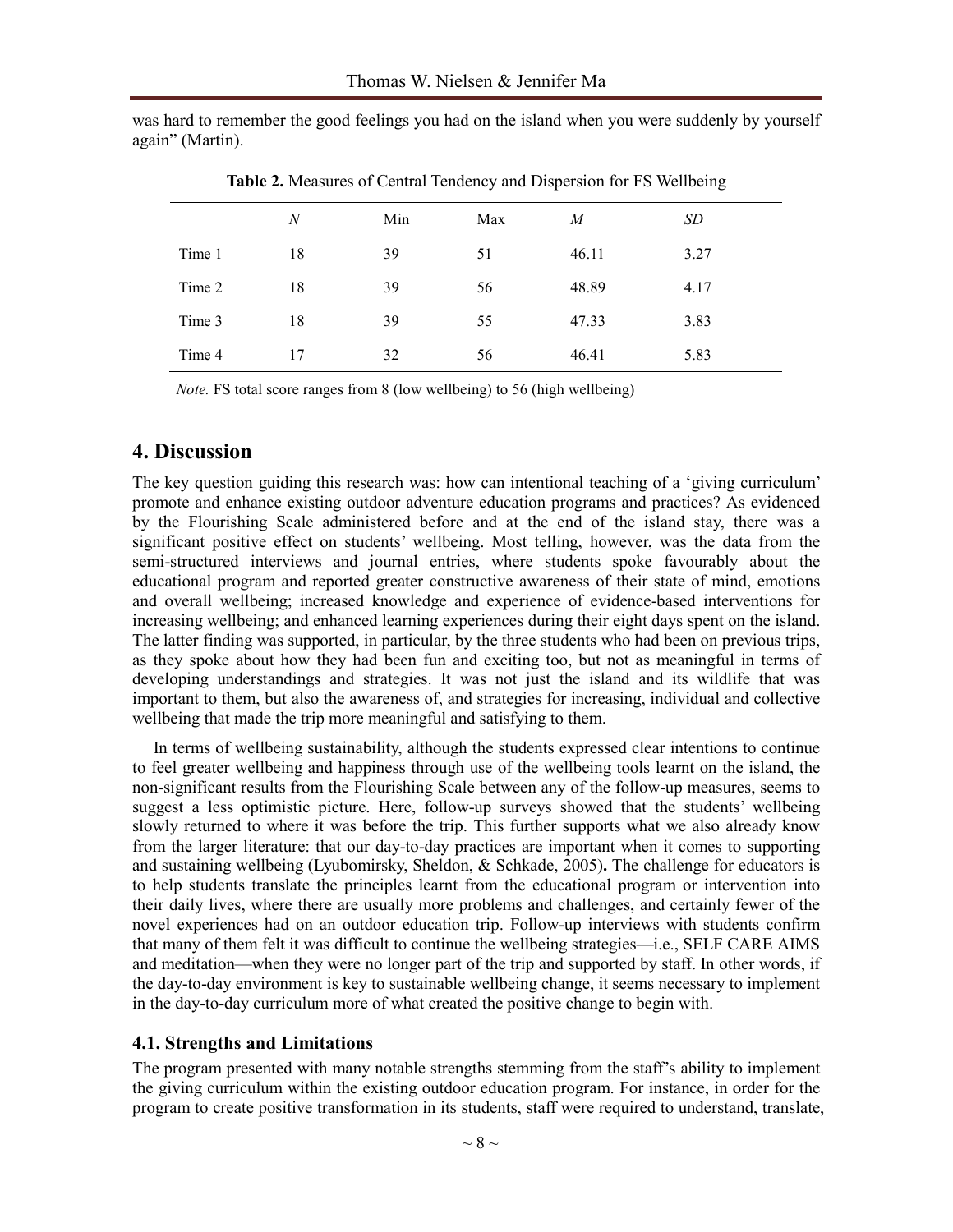was hard to remember the good feelings you had on the island when you were suddenly by yourself again" (Martin).

**Table 2.** Measures of Central Tendency and Dispersion for FS Wellbeing

| | *N* | Min | Max | *M* | *SD* |
|---|---|---|---|---|---|
| Time 1 | 18 | 39 | 51 | 46.11 | 3.27 |
| Time 2 | 18 | 39 | 56 | 48.89 | 4.17 |
| Time 3 | 18 | 39 | 55 | 47.33 | 3.83 |
| Time 4 | 17 | 32 | 56 | 46.41 | 5.83 |

*Note.* FS total score ranges from 8 (low wellbeing) to 56 (high wellbeing)

## 4. Discussion

The key question guiding this research was: how can intentional teaching of a 'giving curriculum' promote and enhance existing outdoor adventure education programs and practices? As evidenced by the Flourishing Scale administered before and at the end of the island stay, there was a significant positive effect on students' wellbeing. Most telling, however, was the data from the semi-structured interviews and journal entries, where students spoke favourably about the educational program and reported greater constructive awareness of their state of mind, emotions and overall wellbeing; increased knowledge and experience of evidence-based interventions for increasing wellbeing; and enhanced learning experiences during their eight days spent on the island. The latter finding was supported, in particular, by the three students who had been on previous trips, as they spoke about how they had been fun and exciting too, but not as meaningful in terms of developing understandings and strategies. It was not just the island and its wildlife that was important to them, but also the awareness of, and strategies for increasing, individual and collective wellbeing that made the trip more meaningful and satisfying to them.

In terms of wellbeing sustainability, although the students expressed clear intentions to continue to feel greater wellbeing and happiness through use of the wellbeing tools learnt on the island, the non-significant results from the Flourishing Scale between any of the follow-up measures, seems to suggest a less optimistic picture. Here, follow-up surveys showed that the students' wellbeing slowly returned to where it was before the trip. This further supports what we also already know from the larger literature: that our day-to-day practices are important when it comes to supporting and sustaining wellbeing (Lyubomirsky, Sheldon, & Schkade, 2005). The challenge for educators is to help students translate the principles learnt from the educational program or intervention into their daily lives, where there are usually more problems and challenges, and certainly fewer of the novel experiences had on an outdoor education trip. Follow-up interviews with students confirm that many of them felt it was difficult to continue the wellbeing strategies—i.e., SELF CARE AIMS and meditation—when they were no longer part of the trip and supported by staff. In other words, if the day-to-day environment is key to sustainable wellbeing change, it seems necessary to implement in the day-to-day curriculum more of what created the positive change to begin with.

### 4.1. Strengths and Limitations

The program presented with many notable strengths stemming from the staff's ability to implement the giving curriculum within the existing outdoor education program. For instance, in order for the program to create positive transformation in its students, staff were required to understand, translate,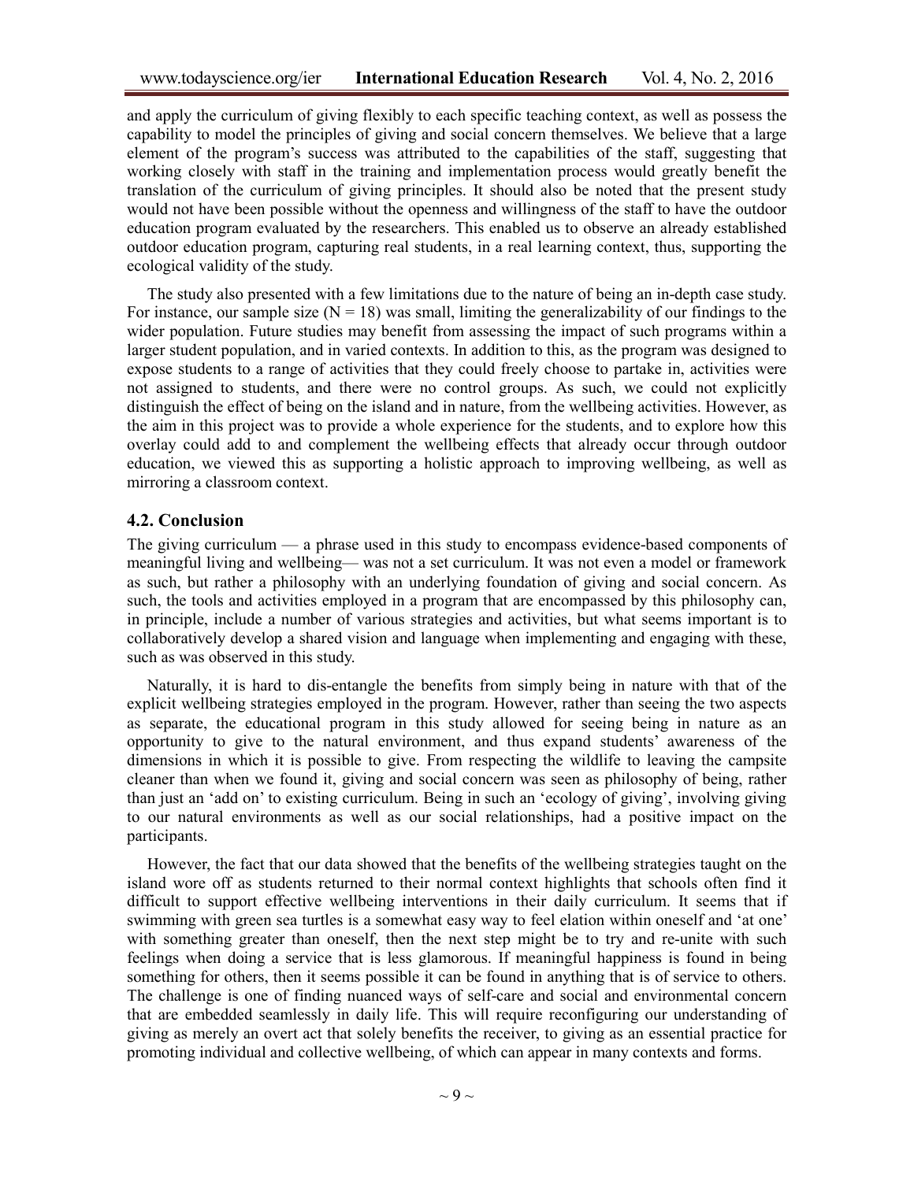and apply the curriculum of giving flexibly to each specific teaching context, as well as possess the capability to model the principles of giving and social concern themselves. We believe that a large element of the program's success was attributed to the capabilities of the staff, suggesting that working closely with staff in the training and implementation process would greatly benefit the translation of the curriculum of giving principles. It should also be noted that the present study would not have been possible without the openness and willingness of the staff to have the outdoor education program evaluated by the researchers. This enabled us to observe an already established outdoor education program, capturing real students, in a real learning context, thus, supporting the ecological validity of the study.

The study also presented with a few limitations due to the nature of being an in-depth case study. For instance, our sample size ($N = 18$) was small, limiting the generalizability of our findings to the wider population. Future studies may benefit from assessing the impact of such programs within a larger student population, and in varied contexts. In addition to this, as the program was designed to expose students to a range of activities that they could freely choose to partake in, activities were not assigned to students, and there were no control groups. As such, we could not explicitly distinguish the effect of being on the island and in nature, from the wellbeing activities. However, as the aim in this project was to provide a whole experience for the students, and to explore how this overlay could add to and complement the wellbeing effects that already occur through outdoor education, we viewed this as supporting a holistic approach to improving wellbeing, as well as mirroring a classroom context.

### 4.2. Conclusion

The giving curriculum — a phrase used in this study to encompass evidence-based components of meaningful living and wellbeing— was not a set curriculum. It was not even a model or framework as such, but rather a philosophy with an underlying foundation of giving and social concern. As such, the tools and activities employed in a program that are encompassed by this philosophy can, in principle, include a number of various strategies and activities, but what seems important is to collaboratively develop a shared vision and language when implementing and engaging with these, such as was observed in this study.

Naturally, it is hard to dis-entangle the benefits from simply being in nature with that of the explicit wellbeing strategies employed in the program. However, rather than seeing the two aspects as separate, the educational program in this study allowed for seeing being in nature as an opportunity to give to the natural environment, and thus expand students' awareness of the dimensions in which it is possible to give. From respecting the wildlife to leaving the campsite cleaner than when we found it, giving and social concern was seen as philosophy of being, rather than just an 'add on' to existing curriculum. Being in such an 'ecology of giving', involving giving to our natural environments as well as our social relationships, had a positive impact on the participants.

However, the fact that our data showed that the benefits of the wellbeing strategies taught on the island wore off as students returned to their normal context highlights that schools often find it difficult to support effective wellbeing interventions in their daily curriculum. It seems that if swimming with green sea turtles is a somewhat easy way to feel elation within oneself and 'at one' with something greater than oneself, then the next step might be to try and re-unite with such feelings when doing a service that is less glamorous. If meaningful happiness is found in being something for others, then it seems possible it can be found in anything that is of service to others. The challenge is one of finding nuanced ways of self-care and social and environmental concern that are embedded seamlessly in daily life. This will require reconfiguring our understanding of giving as merely an overt act that solely benefits the receiver, to giving as an essential practice for promoting individual and collective wellbeing, of which can appear in many contexts and forms.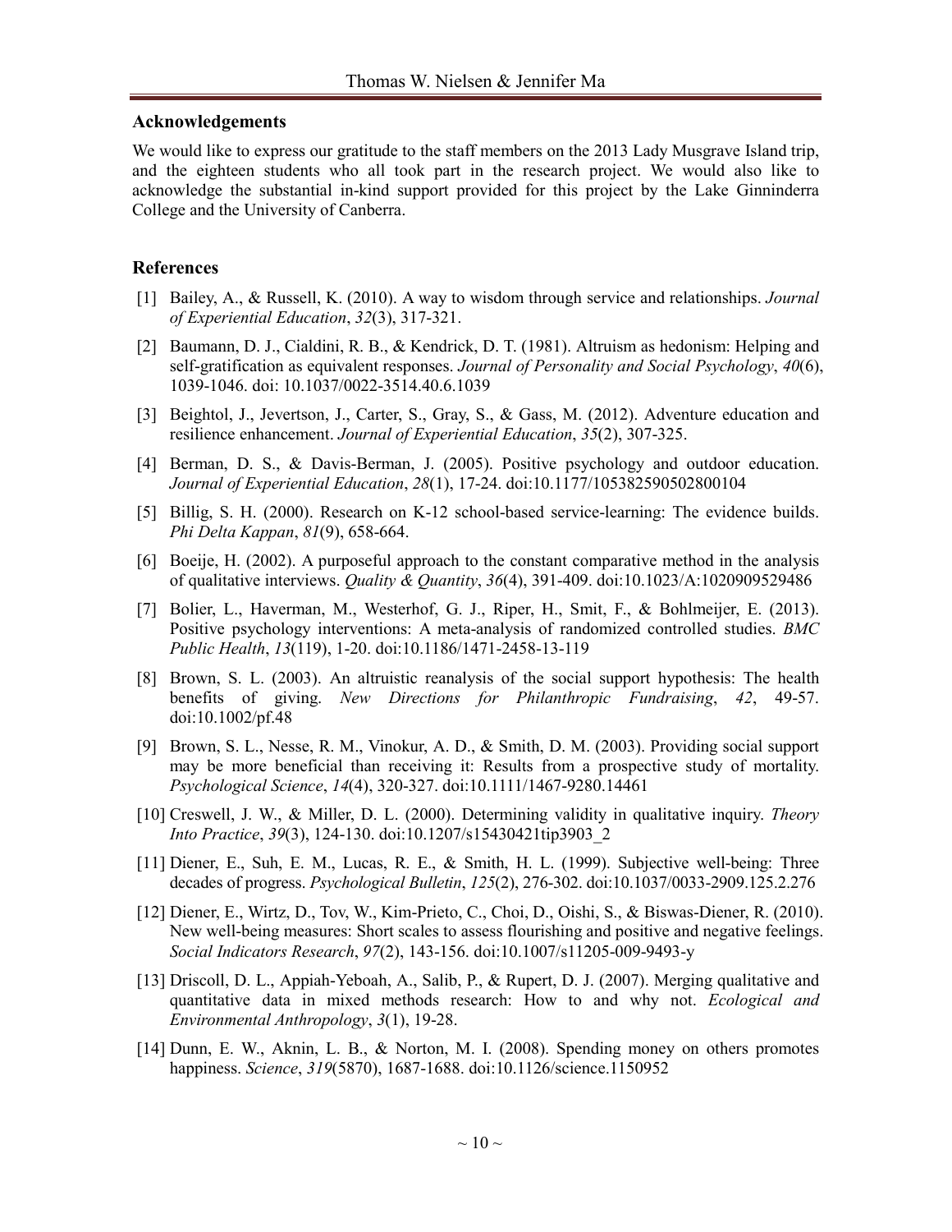## Acknowledgements

We would like to express our gratitude to the staff members on the 2013 Lady Musgrave Island trip, and the eighteen students who all took part in the research project. We would also like to acknowledge the substantial in-kind support provided for this project by the Lake Ginninderra College and the University of Canberra.

## References

[1] Bailey, A., & Russell, K. (2010). A way to wisdom through service and relationships. *Journal of Experiential Education*, *32*(3), 317-321.

[2] Baumann, D. J., Cialdini, R. B., & Kendrick, D. T. (1981). Altruism as hedonism: Helping and self-gratification as equivalent responses. *Journal of Personality and Social Psychology*, *40*(6), 1039-1046. doi: 10.1037/0022-3514.40.6.1039

[3] Beightol, J., Jevertson, J., Carter, S., Gray, S., & Gass, M. (2012). Adventure education and resilience enhancement. *Journal of Experiential Education*, *35*(2), 307-325.

[4] Berman, D. S., & Davis-Berman, J. (2005). Positive psychology and outdoor education. *Journal of Experiential Education*, *28*(1), 17-24. doi:10.1177/105382590502800104

[5] Billig, S. H. (2000). Research on K-12 school-based service-learning: The evidence builds. *Phi Delta Kappan*, *81*(9), 658-664.

[6] Boeije, H. (2002). A purposeful approach to the constant comparative method in the analysis of qualitative interviews. *Quality & Quantity*, *36*(4), 391-409. doi:10.1023/A:1020909529486

[7] Bolier, L., Haverman, M., Westerhof, G. J., Riper, H., Smit, F., & Bohlmeijer, E. (2013). Positive psychology interventions: A meta-analysis of randomized controlled studies. *BMC Public Health*, *13*(119), 1-20. doi:10.1186/1471-2458-13-119

[8] Brown, S. L. (2003). An altruistic reanalysis of the social support hypothesis: The health benefits of giving. *New Directions for Philanthropic Fundraising*, *42*, 49-57. doi:10.1002/pf.48

[9] Brown, S. L., Nesse, R. M., Vinokur, A. D., & Smith, D. M. (2003). Providing social support may be more beneficial than receiving it: Results from a prospective study of mortality. *Psychological Science*, *14*(4), 320-327. doi:10.1111/1467-9280.14461

[10] Creswell, J. W., & Miller, D. L. (2000). Determining validity in qualitative inquiry. *Theory Into Practice*, *39*(3), 124-130. doi:10.1207/s15430421tip3903_2

[11] Diener, E., Suh, E. M., Lucas, R. E., & Smith, H. L. (1999). Subjective well-being: Three decades of progress. *Psychological Bulletin*, *125*(2), 276-302. doi:10.1037/0033-2909.125.2.276

[12] Diener, E., Wirtz, D., Tov, W., Kim-Prieto, C., Choi, D., Oishi, S., & Biswas-Diener, R. (2010). New well-being measures: Short scales to assess flourishing and positive and negative feelings. *Social Indicators Research*, *97*(2), 143-156. doi:10.1007/s11205-009-9493-y

[13] Driscoll, D. L., Appiah-Yeboah, A., Salib, P., & Rupert, D. J. (2007). Merging qualitative and quantitative data in mixed methods research: How to and why not. *Ecological and Environmental Anthropology*, *3*(1), 19-28.

[14] Dunn, E. W., Aknin, L. B., & Norton, M. I. (2008). Spending money on others promotes happiness. *Science*, *319*(5870), 1687-1688. doi:10.1126/science.1150952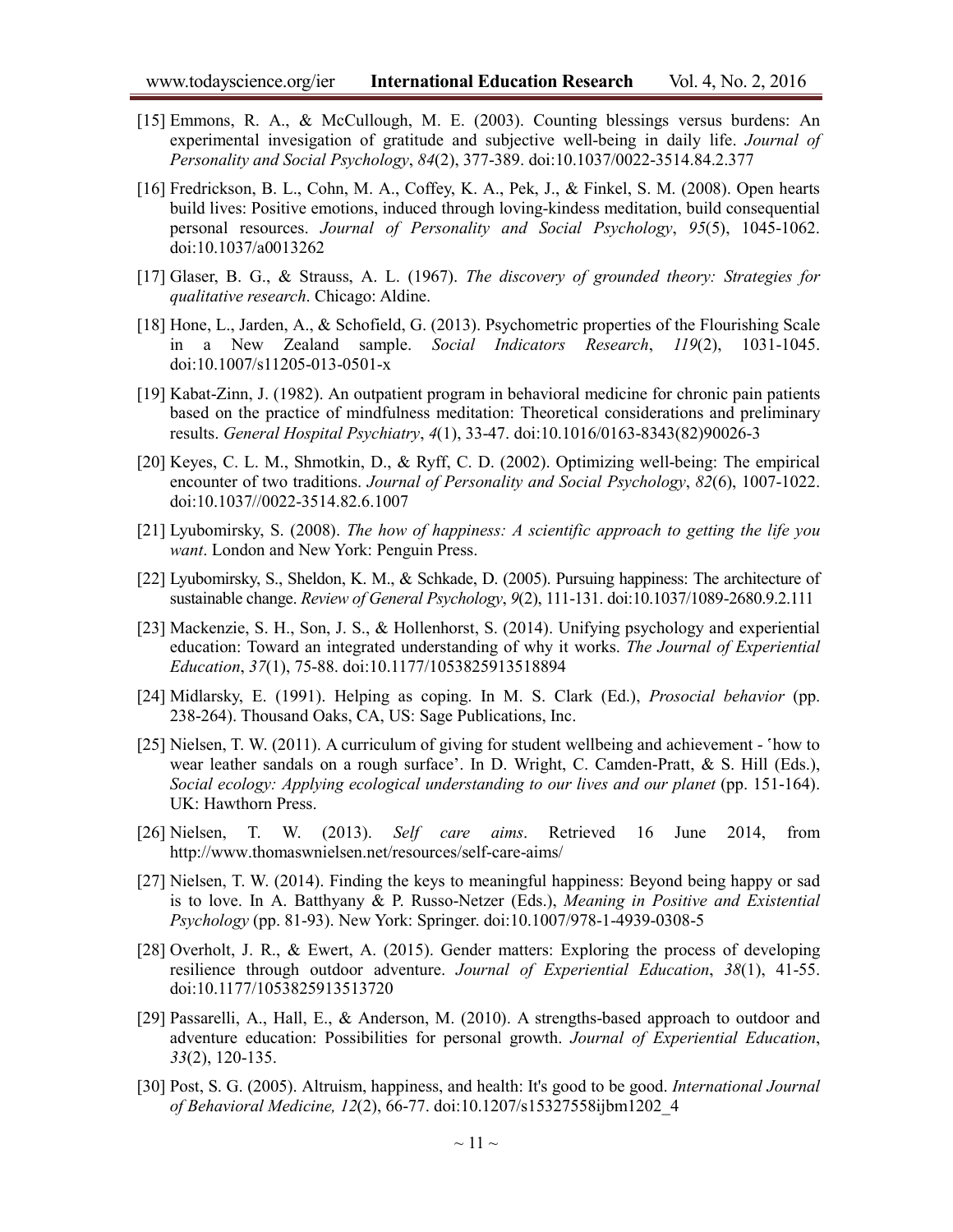[15] Emmons, R. A., & McCullough, M. E. (2003). Counting blessings versus burdens: An experimental invesigation of gratitude and subjective well-being in daily life. *Journal of Personality and Social Psychology*, *84*(2), 377-389. doi:10.1037/0022-3514.84.2.377

[16] Fredrickson, B. L., Cohn, M. A., Coffey, K. A., Pek, J., & Finkel, S. M. (2008). Open hearts build lives: Positive emotions, induced through loving-kindess meditation, build consequential personal resources. *Journal of Personality and Social Psychology*, *95*(5), 1045-1062. doi:10.1037/a0013262

[17] Glaser, B. G., & Strauss, A. L. (1967). *The discovery of grounded theory: Strategies for qualitative research*. Chicago: Aldine.

[18] Hone, L., Jarden, A., & Schofield, G. (2013). Psychometric properties of the Flourishing Scale in a New Zealand sample. *Social Indicators Research*, *119*(2), 1031-1045. doi:10.1007/s11205-013-0501-x

[19] Kabat-Zinn, J. (1982). An outpatient program in behavioral medicine for chronic pain patients based on the practice of mindfulness meditation: Theoretical considerations and preliminary results. *General Hospital Psychiatry*, *4*(1), 33-47. doi:10.1016/0163-8343(82)90026-3

[20] Keyes, C. L. M., Shmotkin, D., & Ryff, C. D. (2002). Optimizing well-being: The empirical encounter of two traditions. *Journal of Personality and Social Psychology*, *82*(6), 1007-1022. doi:10.1037//0022-3514.82.6.1007

[21] Lyubomirsky, S. (2008). *The how of happiness: A scientific approach to getting the life you want*. London and New York: Penguin Press.

[22] Lyubomirsky, S., Sheldon, K. M., & Schkade, D. (2005). Pursuing happiness: The architecture of sustainable change. *Review of General Psychology*, *9*(2), 111-131. doi:10.1037/1089-2680.9.2.111

[23] Mackenzie, S. H., Son, J. S., & Hollenhorst, S. (2014). Unifying psychology and experiential education: Toward an integrated understanding of why it works. *The Journal of Experiential Education*, *37*(1), 75-88. doi:10.1177/1053825913518894

[24] Midlarsky, E. (1991). Helping as coping. In M. S. Clark (Ed.), *Prosocial behavior* (pp. 238-264). Thousand Oaks, CA, US: Sage Publications, Inc.

[25] Nielsen, T. W. (2011). A curriculum of giving for student wellbeing and achievement - 'how to wear leather sandals on a rough surface'. In D. Wright, C. Camden-Pratt, & S. Hill (Eds.), *Social ecology: Applying ecological understanding to our lives and our planet* (pp. 151-164). UK: Hawthorn Press.

[26] Nielsen, T. W. (2013). *Self care aims*. Retrieved 16 June 2014, from http://www.thomaswnielsen.net/resources/self-care-aims/

[27] Nielsen, T. W. (2014). Finding the keys to meaningful happiness: Beyond being happy or sad is to love. In A. Batthyany & P. Russo-Netzer (Eds.), *Meaning in Positive and Existential Psychology* (pp. 81-93). New York: Springer. doi:10.1007/978-1-4939-0308-5

[28] Overholt, J. R., & Ewert, A. (2015). Gender matters: Exploring the process of developing resilience through outdoor adventure. *Journal of Experiential Education*, *38*(1), 41-55. doi:10.1177/1053825913513720

[29] Passarelli, A., Hall, E., & Anderson, M. (2010). A strengths-based approach to outdoor and adventure education: Possibilities for personal growth. *Journal of Experiential Education*, *33*(2), 120-135.

[30] Post, S. G. (2005). Altruism, happiness, and health: It's good to be good. *International Journal of Behavioral Medicine, 12*(2), 66-77. doi:10.1207/s15327558ijbm1202_4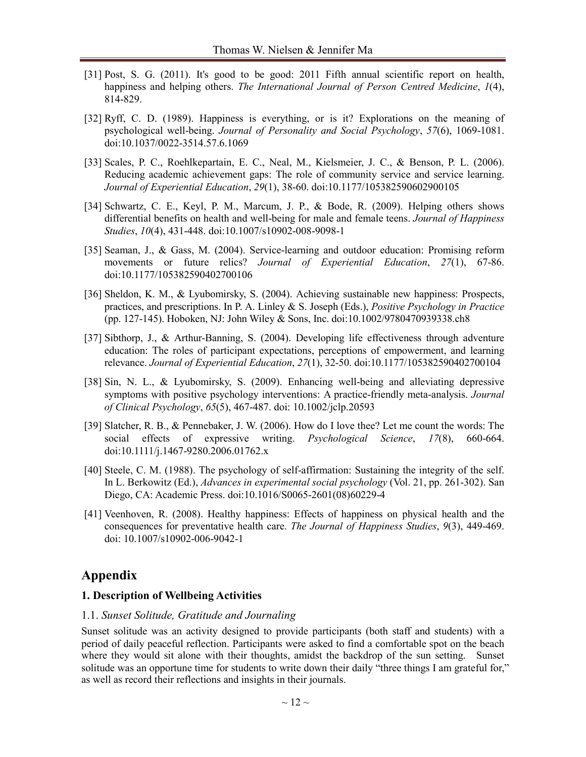[31] Post, S. G. (2011). It's good to be good: 2011 Fifth annual scientific report on health, happiness and helping others. *The International Journal of Person Centred Medicine*, *1*(4), 814-829.

[32] Ryff, C. D. (1989). Happiness is everything, or is it? Explorations on the meaning of psychological well-being. *Journal of Personality and Social Psychology*, *57*(6), 1069-1081. doi:10.1037/0022-3514.57.6.1069

[33] Scales, P. C., Roehlkepartain, E. C., Neal, M., Kielsmeier, J. C., & Benson, P. L. (2006). Reducing academic achievement gaps: The role of community service and service learning. *Journal of Experiential Education*, *29*(1), 38-60. doi:10.1177/105382590602900105

[34] Schwartz, C. E., Keyl, P. M., Marcum, J. P., & Bode, R. (2009). Helping others shows differential benefits on health and well-being for male and female teens. *Journal of Happiness Studies*, *10*(4), 431-448. doi:10.1007/s10902-008-9098-1

[35] Seaman, J., & Gass, M. (2004). Service-learning and outdoor education: Promising reform movements or future relics? *Journal of Experiential Education*, *27*(1), 67-86. doi:10.1177/105382590402700106

[36] Sheldon, K. M., & Lyubomirsky, S. (2004). Achieving sustainable new happiness: Prospects, practices, and prescriptions. In P. A. Linley & S. Joseph (Eds.), *Positive Psychology in Practice* (pp. 127-145). Hoboken, NJ: John Wiley & Sons, Inc. doi:10.1002/9780470939338.ch8

[37] Sibthorp, J., & Arthur-Banning, S. (2004). Developing life effectiveness through adventure education: The roles of participant expectations, perceptions of empowerment, and learning relevance. *Journal of Experiential Education*, *27*(1), 32-50. doi:10.1177/105382590402700104

[38] Sin, N. L., & Lyubomirsky, S. (2009). Enhancing well-being and alleviating depressive symptoms with positive psychology interventions: A practice-friendly meta-analysis. *Journal of Clinical Psychology*, *65*(5), 467-487. doi: 10.1002/jclp.20593

[39] Slatcher, R. B., & Pennebaker, J. W. (2006). How do I love thee? Let me count the words: The social effects of expressive writing. *Psychological Science*, *17*(8), 660-664. doi:10.1111/j.1467-9280.2006.01762.x

[40] Steele, C. M. (1988). The psychology of self-affirmation: Sustaining the integrity of the self. In L. Berkowitz (Ed.), *Advances in experimental social psychology* (Vol. 21, pp. 261-302). San Diego, CA: Academic Press. doi:10.1016/S0065-2601(08)60229-4

[41] Veenhoven, R. (2008). Healthy happiness: Effects of happiness on physical health and the consequences for preventative health care. *The Journal of Happiness Studies*, *9*(3), 449-469. doi: 10.1007/s10902-006-9042-1

## Appendix

### 1. Description of Wellbeing Activities

#### 1.1. *Sunset Solitude, Gratitude and Journaling*

Sunset solitude was an activity designed to provide participants (both staff and students) with a period of daily peaceful reflection. Participants were asked to find a comfortable spot on the beach where they would sit alone with their thoughts, amidst the backdrop of the sun setting. Sunset solitude was an opportune time for students to write down their daily "three things I am grateful for," as well as record their reflections and insights in their journals.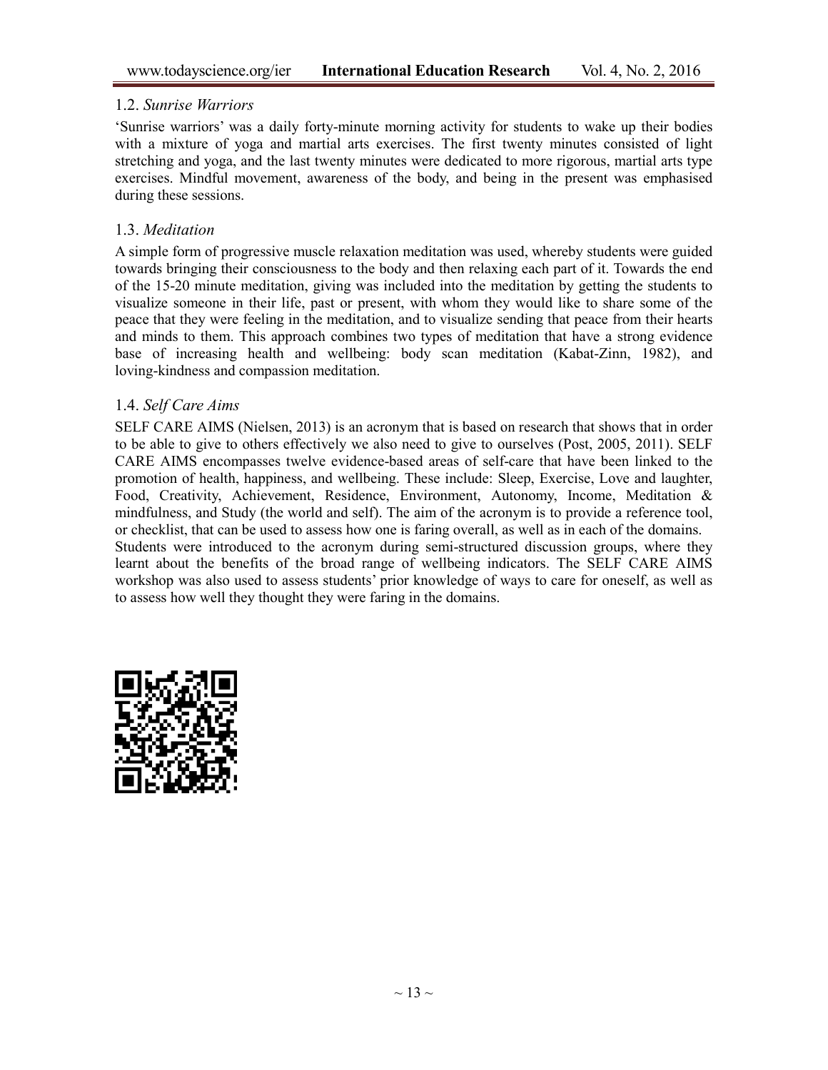### 1.2. *Sunrise Warriors*

'Sunrise warriors' was a daily forty-minute morning activity for students to wake up their bodies with a mixture of yoga and martial arts exercises. The first twenty minutes consisted of light stretching and yoga, and the last twenty minutes were dedicated to more rigorous, martial arts type exercises. Mindful movement, awareness of the body, and being in the present was emphasised during these sessions.

### 1.3. *Meditation*

A simple form of progressive muscle relaxation meditation was used, whereby students were guided towards bringing their consciousness to the body and then relaxing each part of it. Towards the end of the 15-20 minute meditation, giving was included into the meditation by getting the students to visualize someone in their life, past or present, with whom they would like to share some of the peace that they were feeling in the meditation, and to visualize sending that peace from their hearts and minds to them. This approach combines two types of meditation that have a strong evidence base of increasing health and wellbeing: body scan meditation (Kabat-Zinn, 1982), and loving-kindness and compassion meditation.

### 1.4. *Self Care Aims*

SELF CARE AIMS (Nielsen, 2013) is an acronym that is based on research that shows that in order to be able to give to others effectively we also need to give to ourselves (Post, 2005, 2011). SELF CARE AIMS encompasses twelve evidence-based areas of self-care that have been linked to the promotion of health, happiness, and wellbeing. These include: Sleep, Exercise, Love and laughter, Food, Creativity, Achievement, Residence, Environment, Autonomy, Income, Meditation & mindfulness, and Study (the world and self). The aim of the acronym is to provide a reference tool, or checklist, that can be used to assess how one is faring overall, as well as in each of the domains.

Students were introduced to the acronym during semi-structured discussion groups, where they learnt about the benefits of the broad range of wellbeing indicators. The SELF CARE AIMS workshop was also used to assess students' prior knowledge of ways to care for oneself, as well as to assess how well they thought they were faring in the domains.